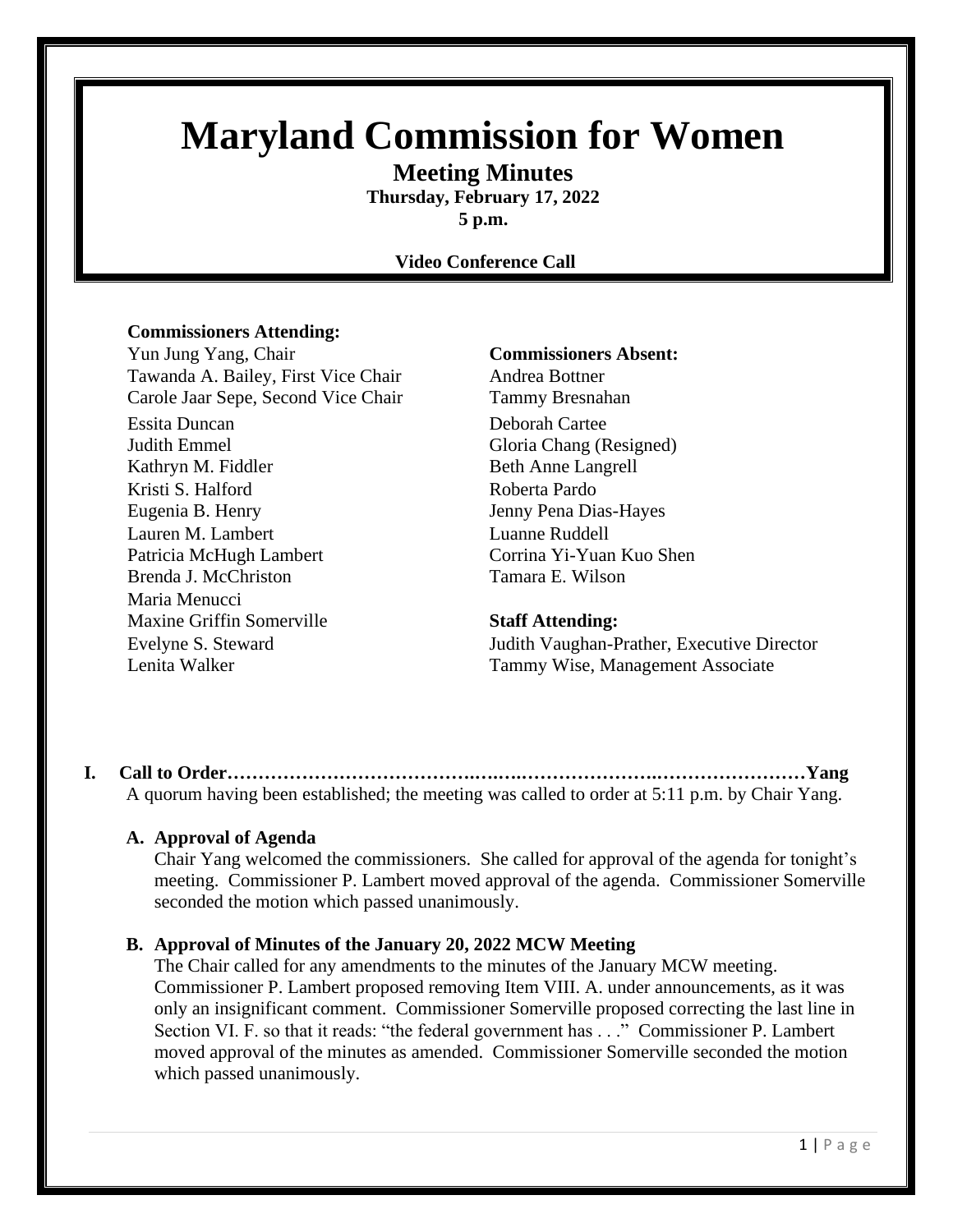# Maryland Commission for Women

## Meeting Minutes

**Thursday, February 17, 2022**

**5 p.m.**

**Video Conference Call**

**Commissioners Attending:**

Yun Jung Yang, Chair
Tawanda A. Bailey, First Vice Chair
Carole Jaar Sepe, Second Vice Chair
Essita Duncan
Judith Emmel
Kathryn M. Fiddler
Kristi S. Halford
Eugenia B. Henry
Lauren M. Lambert
Patricia McHugh Lambert
Brenda J. McChriston
Maria Menucci
Maxine Griffin Somerville
Evelyne S. Steward
Lenita Walker

**Commissioners Absent:**

Andrea Bottner
Tammy Bresnahan
Deborah Cartee
Gloria Chang (Resigned)
Beth Anne Langrell
Roberta Pardo
Jenny Pena Dias-Hayes
Luanne Ruddell
Corrina Yi-Yuan Kuo Shen
Tamara E. Wilson

**Staff Attending:**

Judith Vaughan-Prather, Executive Director
Tammy Wise, Management Associate

**I. Call to Order……………………………………………………………………………Yang**

A quorum having been established; the meeting was called to order at 5:11 p.m. by Chair Yang.

**A. Approval of Agenda**

Chair Yang welcomed the commissioners. She called for approval of the agenda for tonight's meeting. Commissioner P. Lambert moved approval of the agenda. Commissioner Somerville seconded the motion which passed unanimously.

**B. Approval of Minutes of the January 20, 2022 MCW Meeting**

The Chair called for any amendments to the minutes of the January MCW meeting. Commissioner P. Lambert proposed removing Item VIII. A. under announcements, as it was only an insignificant comment. Commissioner Somerville proposed correcting the last line in Section VI. F. so that it reads: "the federal government has . . ." Commissioner P. Lambert moved approval of the minutes as amended. Commissioner Somerville seconded the motion which passed unanimously.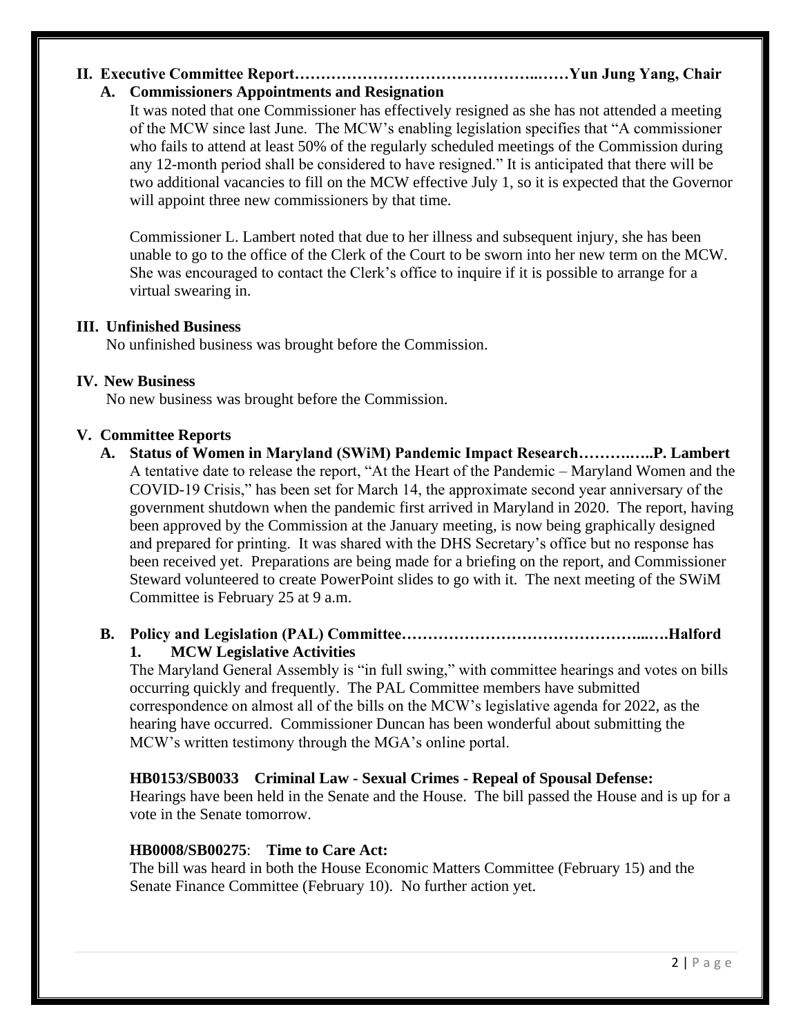## II. Executive Committee Report……………………………………..……Yun Jung Yang, Chair

### A. Commissioners Appointments and Resignation

It was noted that one Commissioner has effectively resigned as she has not attended a meeting of the MCW since last June. The MCW's enabling legislation specifies that "A commissioner who fails to attend at least 50% of the regularly scheduled meetings of the Commission during any 12-month period shall be considered to have resigned." It is anticipated that there will be two additional vacancies to fill on the MCW effective July 1, so it is expected that the Governor will appoint three new commissioners by that time.

Commissioner L. Lambert noted that due to her illness and subsequent injury, she has been unable to go to the office of the Clerk of the Court to be sworn into her new term on the MCW. She was encouraged to contact the Clerk's office to inquire if it is possible to arrange for a virtual swearing in.

## III. Unfinished Business

No unfinished business was brought before the Commission.

## IV. New Business

No new business was brought before the Commission.

## V. Committee Reports

### A. Status of Women in Maryland (SWiM) Pandemic Impact Research……….…..P. Lambert

A tentative date to release the report, "At the Heart of the Pandemic – Maryland Women and the COVID-19 Crisis," has been set for March 14, the approximate second year anniversary of the government shutdown when the pandemic first arrived in Maryland in 2020. The report, having been approved by the Commission at the January meeting, is now being graphically designed and prepared for printing. It was shared with the DHS Secretary's office but no response has been received yet. Preparations are being made for a briefing on the report, and Commissioner Steward volunteered to create PowerPoint slides to go with it. The next meeting of the SWiM Committee is February 25 at 9 a.m.

### B. Policy and Legislation (PAL) Committee……………………………………...….Halford

#### 1. MCW Legislative Activities

The Maryland General Assembly is "in full swing," with committee hearings and votes on bills occurring quickly and frequently. The PAL Committee members have submitted correspondence on almost all of the bills on the MCW's legislative agenda for 2022, as the hearing have occurred. Commissioner Duncan has been wonderful about submitting the MCW's written testimony through the MGA's online portal.

**HB0153/SB0033 Criminal Law - Sexual Crimes - Repeal of Spousal Defense:**
Hearings have been held in the Senate and the House. The bill passed the House and is up for a vote in the Senate tomorrow.

**HB0008/SB00275**: **Time to Care Act:**
The bill was heard in both the House Economic Matters Committee (February 15) and the Senate Finance Committee (February 10). No further action yet.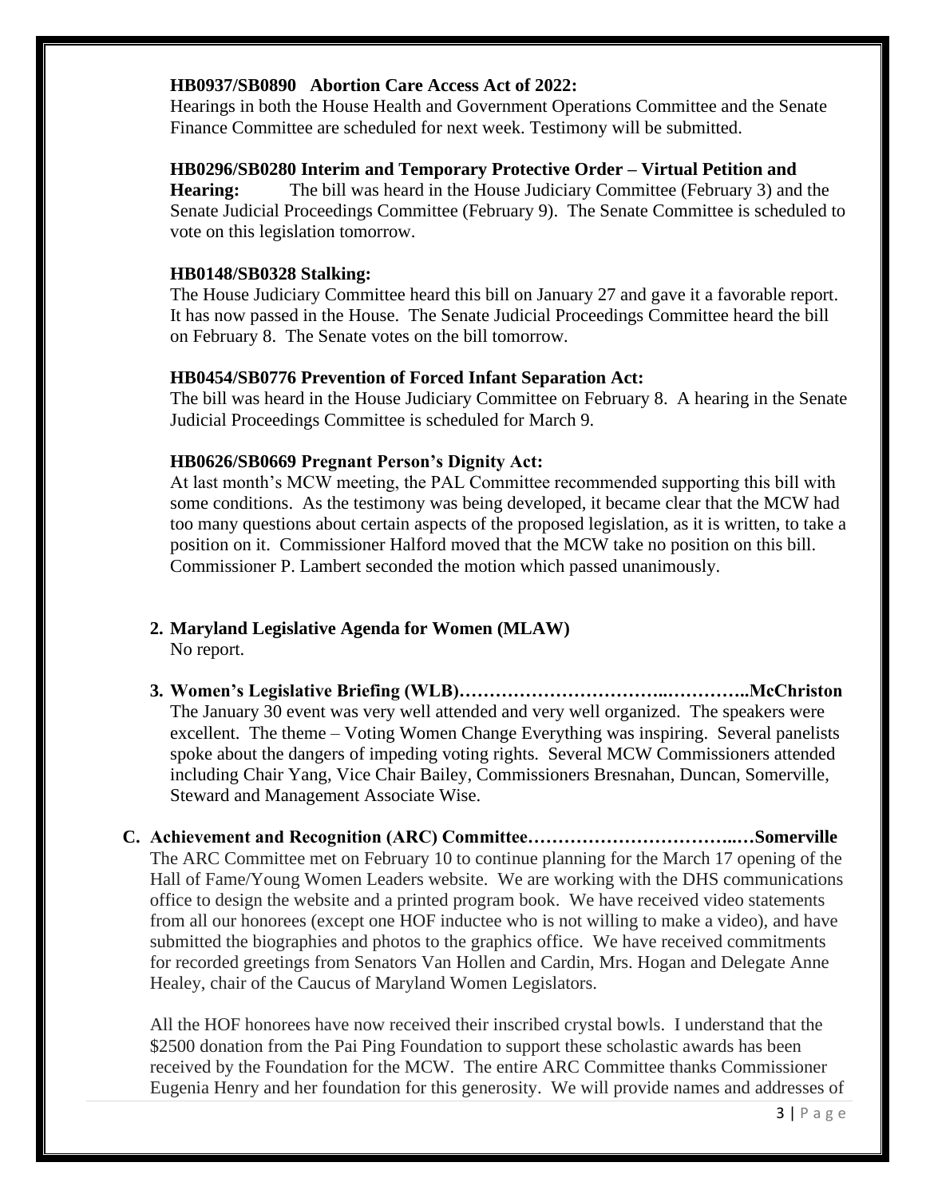**HB0937/SB0890 Abortion Care Access Act of 2022:**
Hearings in both the House Health and Government Operations Committee and the Senate Finance Committee are scheduled for next week. Testimony will be submitted.

**HB0296/SB0280 Interim and Temporary Protective Order – Virtual Petition and Hearing:** The bill was heard in the House Judiciary Committee (February 3) and the Senate Judicial Proceedings Committee (February 9). The Senate Committee is scheduled to vote on this legislation tomorrow.

**HB0148/SB0328 Stalking:**
The House Judiciary Committee heard this bill on January 27 and gave it a favorable report. It has now passed in the House. The Senate Judicial Proceedings Committee heard the bill on February 8. The Senate votes on the bill tomorrow.

**HB0454/SB0776 Prevention of Forced Infant Separation Act:**
The bill was heard in the House Judiciary Committee on February 8. A hearing in the Senate Judicial Proceedings Committee is scheduled for March 9.

**HB0626/SB0669 Pregnant Person's Dignity Act:**
At last month's MCW meeting, the PAL Committee recommended supporting this bill with some conditions. As the testimony was being developed, it became clear that the MCW had too many questions about certain aspects of the proposed legislation, as it is written, to take a position on it. Commissioner Halford moved that the MCW take no position on this bill. Commissioner P. Lambert seconded the motion which passed unanimously.

2. **Maryland Legislative Agenda for Women (MLAW)**
   No report.

3. **Women's Legislative Briefing (WLB)……………………………..…………..McChriston**
   The January 30 event was very well attended and very well organized. The speakers were excellent. The theme – Voting Women Change Everything was inspiring. Several panelists spoke about the dangers of impeding voting rights. Several MCW Commissioners attended including Chair Yang, Vice Chair Bailey, Commissioners Bresnahan, Duncan, Somerville, Steward and Management Associate Wise.

**C. Achievement and Recognition (ARC) Committee……………………………..…Somerville**

The ARC Committee met on February 10 to continue planning for the March 17 opening of the Hall of Fame/Young Women Leaders website. We are working with the DHS communications office to design the website and a printed program book. We have received video statements from all our honorees (except one HOF inductee who is not willing to make a video), and have submitted the biographies and photos to the graphics office. We have received commitments for recorded greetings from Senators Van Hollen and Cardin, Mrs. Hogan and Delegate Anne Healey, chair of the Caucus of Maryland Women Legislators.

All the HOF honorees have now received their inscribed crystal bowls. I understand that the $2500 donation from the Pai Ping Foundation to support these scholastic awards has been received by the Foundation for the MCW. The entire ARC Committee thanks Commissioner Eugenia Henry and her foundation for this generosity. We will provide names and addresses of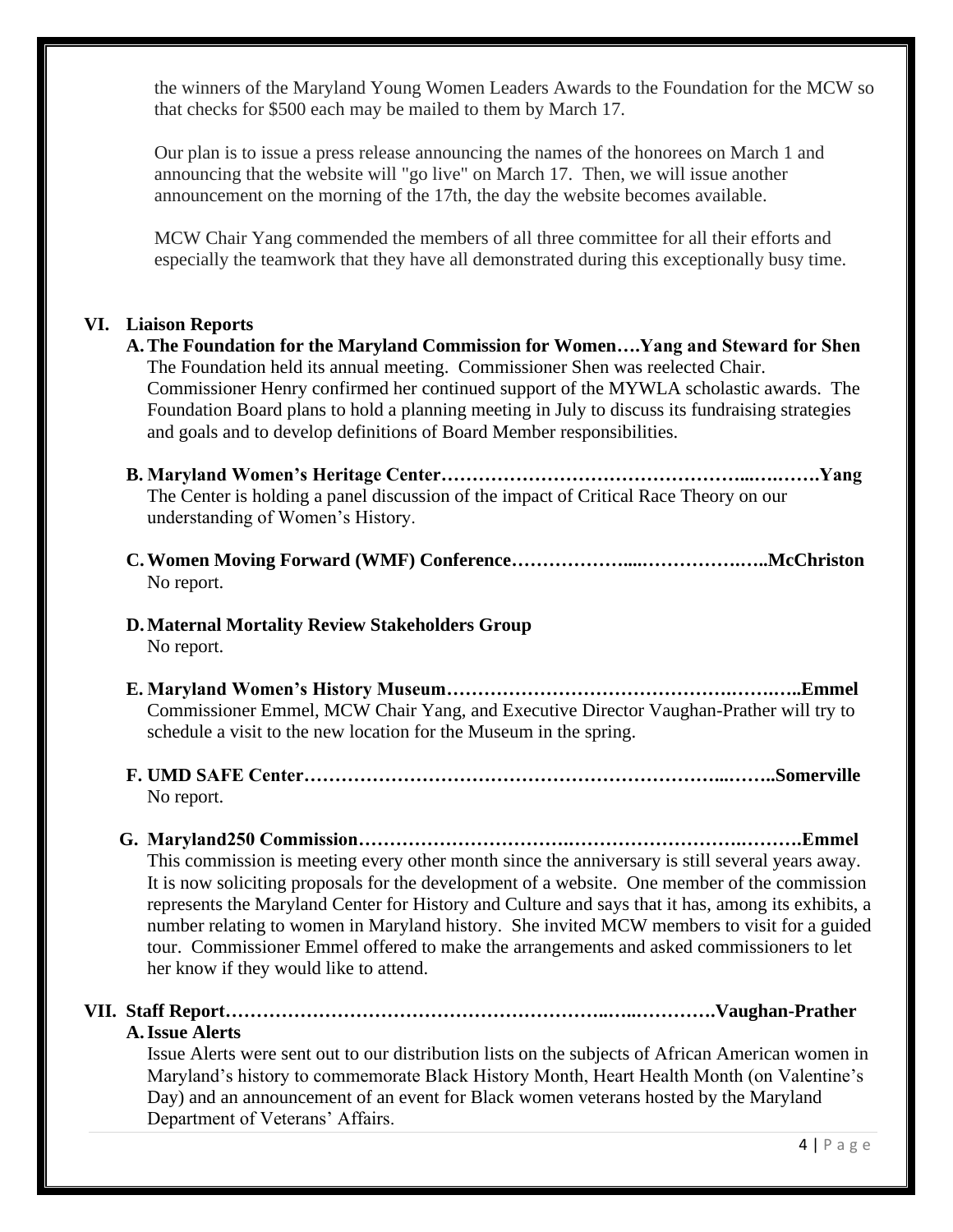the winners of the Maryland Young Women Leaders Awards to the Foundation for the MCW so that checks for $500 each may be mailed to them by March 17.

Our plan is to issue a press release announcing the names of the honorees on March 1 and announcing that the website will "go live" on March 17. Then, we will issue another announcement on the morning of the 17th, the day the website becomes available.

MCW Chair Yang commended the members of all three committee for all their efforts and especially the teamwork that they have all demonstrated during this exceptionally busy time.

## VI. Liaison Reports

**A. The Foundation for the Maryland Commission for Women….Yang and Steward for Shen**
The Foundation held its annual meeting. Commissioner Shen was reelected Chair. Commissioner Henry confirmed her continued support of the MYWLA scholastic awards. The Foundation Board plans to hold a planning meeting in July to discuss its fundraising strategies and goals and to develop definitions of Board Member responsibilities.

**B. Maryland Women's Heritage Center………………………………………...….…….Yang**
The Center is holding a panel discussion of the impact of Critical Race Theory on our understanding of Women's History.

**C. Women Moving Forward (WMF) Conference………………...…………….…..McChriston**
No report.

**D. Maternal Mortality Review Stakeholders Group**
No report.

**E. Maryland Women's History Museum………………………………………….…….…..Emmel**
Commissioner Emmel, MCW Chair Yang, and Executive Director Vaughan-Prather will try to schedule a visit to the new location for the Museum in the spring.

**F. UMD SAFE Center………………………………………………………...……..Somerville**
No report.

**G. Maryland250 Commission…………………………….……………………….……….Emmel**
This commission is meeting every other month since the anniversary is still several years away. It is now soliciting proposals for the development of a website. One member of the commission represents the Maryland Center for History and Culture and says that it has, among its exhibits, a number relating to women in Maryland history. She invited MCW members to visit for a guided tour. Commissioner Emmel offered to make the arrangements and asked commissioners to let her know if they would like to attend.

## VII. Staff Report………………………………………………….…..………….Vaughan-Prather

**A. Issue Alerts**
Issue Alerts were sent out to our distribution lists on the subjects of African American women in Maryland's history to commemorate Black History Month, Heart Health Month (on Valentine's Day) and an announcement of an event for Black women veterans hosted by the Maryland Department of Veterans' Affairs.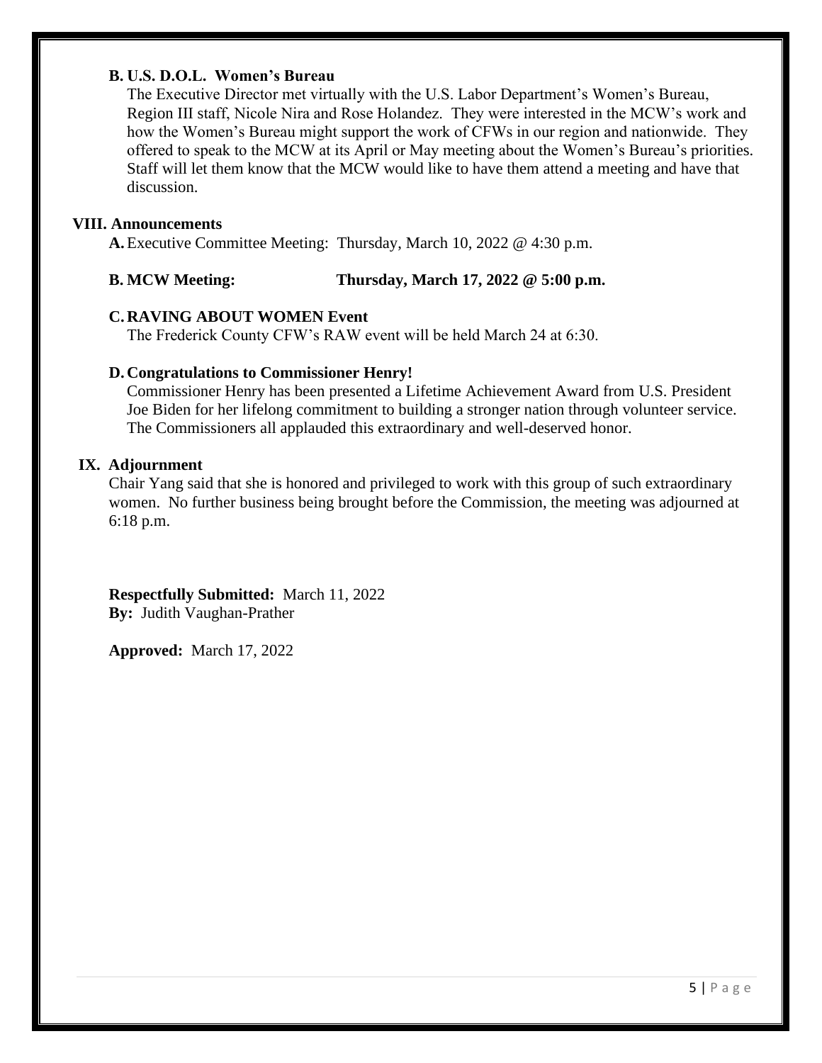**B. U.S. D.O.L. Women's Bureau**

The Executive Director met virtually with the U.S. Labor Department's Women's Bureau, Region III staff, Nicole Nira and Rose Holandez. They were interested in the MCW's work and how the Women's Bureau might support the work of CFWs in our region and nationwide. They offered to speak to the MCW at its April or May meeting about the Women's Bureau's priorities. Staff will let them know that the MCW would like to have them attend a meeting and have that discussion.

## VIII. Announcements

**A.** Executive Committee Meeting: Thursday, March 10, 2022 @ 4:30 p.m.

**B. MCW Meeting: Thursday, March 17, 2022 @ 5:00 p.m.**

**C. RAVING ABOUT WOMEN Event**

The Frederick County CFW's RAW event will be held March 24 at 6:30.

**D. Congratulations to Commissioner Henry!**

Commissioner Henry has been presented a Lifetime Achievement Award from U.S. President Joe Biden for her lifelong commitment to building a stronger nation through volunteer service. The Commissioners all applauded this extraordinary and well-deserved honor.

## IX. Adjournment

Chair Yang said that she is honored and privileged to work with this group of such extraordinary women. No further business being brought before the Commission, the meeting was adjourned at 6:18 p.m.

**Respectfully Submitted:** March 11, 2022
**By:** Judith Vaughan-Prather

**Approved:** March 17, 2022